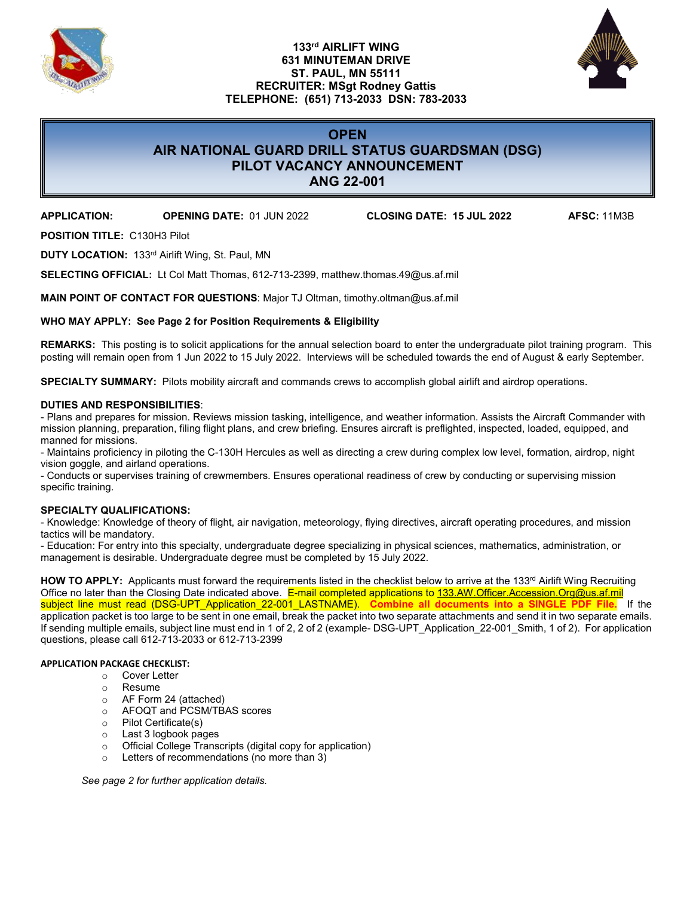**133rd AIRLIFT WING**
**631 MINUTEMAN DRIVE**
**ST. PAUL, MN 55111**
**RECRUITER: MSgt Rodney Gattis**
**TELEPHONE: (651) 713-2033 DSN: 783-2033**

# OPEN
# AIR NATIONAL GUARD DRILL STATUS GUARDSMAN (DSG) PILOT VACANCY ANNOUNCEMENT
# ANG 22-001

**APPLICATION:** **OPENING DATE:** 01 JUN 2022 **CLOSING DATE: 15 JUL 2022** **AFSC:** 11M3B

**POSITION TITLE:** C130H3 Pilot

**DUTY LOCATION:** 133rd Airlift Wing, St. Paul, MN

**SELECTING OFFICIAL:** Lt Col Matt Thomas, 612-713-2399, matthew.thomas.49@us.af.mil

**MAIN POINT OF CONTACT FOR QUESTIONS**: Major TJ Oltman, timothy.oltman@us.af.mil

**WHO MAY APPLY: See Page 2 for Position Requirements & Eligibility**

**REMARKS:** This posting is to solicit applications for the annual selection board to enter the undergraduate pilot training program. This posting will remain open from 1 Jun 2022 to 15 July 2022. Interviews will be scheduled towards the end of August & early September.

**SPECIALTY SUMMARY:** Pilots mobility aircraft and commands crews to accomplish global airlift and airdrop operations.

**DUTIES AND RESPONSIBILITIES**:
- Plans and prepares for mission. Reviews mission tasking, intelligence, and weather information. Assists the Aircraft Commander with mission planning, preparation, filing flight plans, and crew briefing. Ensures aircraft is preflighted, inspected, loaded, equipped, and manned for missions.
- Maintains proficiency in piloting the C-130H Hercules as well as directing a crew during complex low level, formation, airdrop, night vision goggle, and airland operations.
- Conducts or supervises training of crewmembers. Ensures operational readiness of crew by conducting or supervising mission specific training.

**SPECIALTY QUALIFICATIONS:**
- Knowledge: Knowledge of theory of flight, air navigation, meteorology, flying directives, aircraft operating procedures, and mission tactics will be mandatory.
- Education: For entry into this specialty, undergraduate degree specializing in physical sciences, mathematics, administration, or management is desirable. Undergraduate degree must be completed by 15 July 2022.

**HOW TO APPLY:** Applicants must forward the requirements listed in the checklist below to arrive at the 133rd Airlift Wing Recruiting Office no later than the Closing Date indicated above. E-mail completed applications to 133.AW.Officer.Accession.Org@us.af.mil subject line must read (DSG-UPT_Application_22-001_LASTNAME). **Combine all documents into a SINGLE PDF File.** If the application packet is too large to be sent in one email, break the packet into two separate attachments and send it in two separate emails. If sending multiple emails, subject line must end in 1 of 2, 2 of 2 (example- DSG-UPT_Application_22-001_Smith, 1 of 2). For application questions, please call 612-713-2033 or 612-713-2399

**APPLICATION PACKAGE CHECKLIST:**
- Cover Letter
- Resume
- AF Form 24 (attached)
- AFOQT and PCSM/TBAS scores
- Pilot Certificate(s)
- Last 3 logbook pages
- Official College Transcripts (digital copy for application)
- Letters of recommendations (no more than 3)

*See page 2 for further application details.*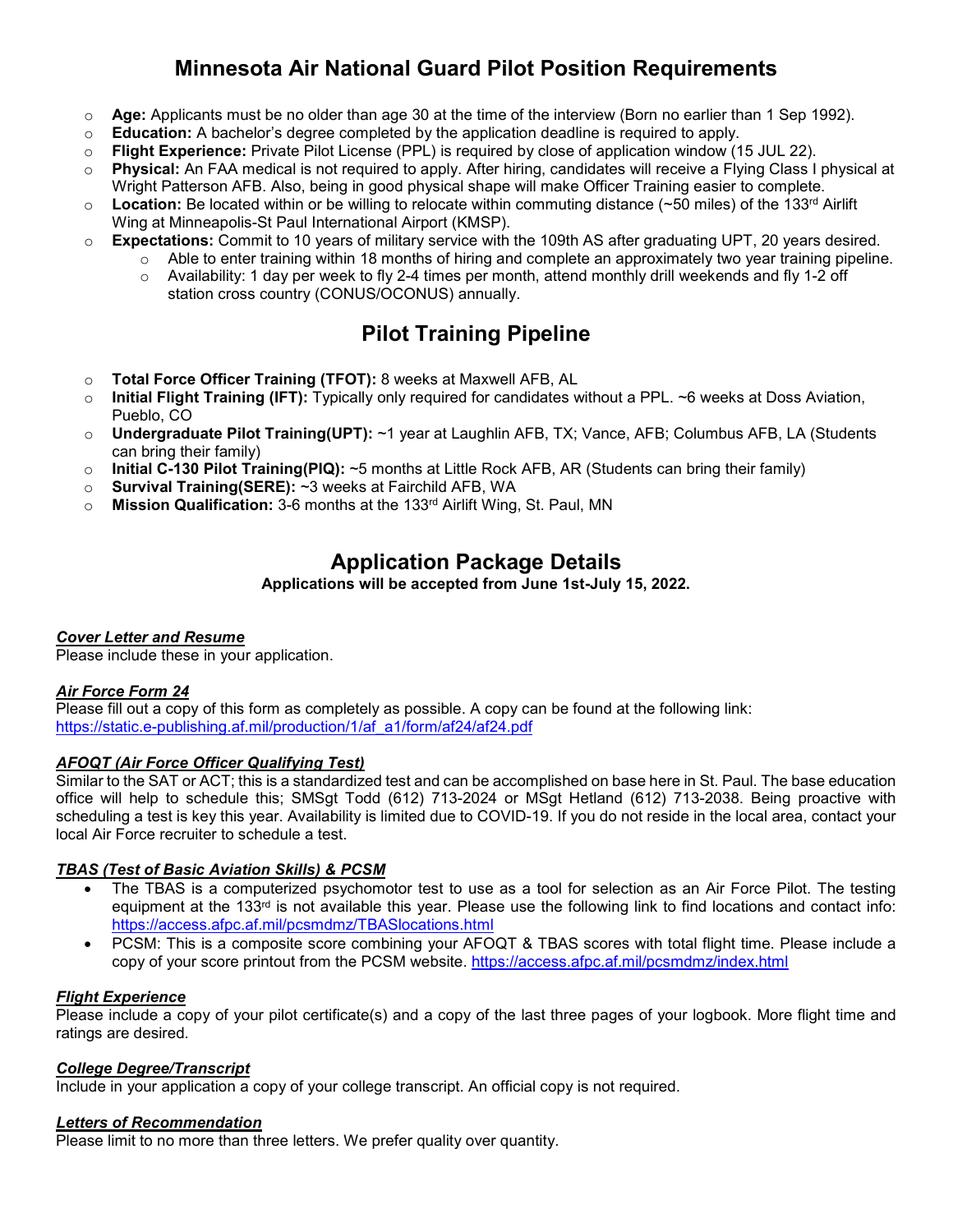# Minnesota Air National Guard Pilot Position Requirements

- **Age:** Applicants must be no older than age 30 at the time of the interview (Born no earlier than 1 Sep 1992).
- **Education:** A bachelor's degree completed by the application deadline is required to apply.
- **Flight Experience:** Private Pilot License (PPL) is required by close of application window (15 JUL 22).
- **Physical:** An FAA medical is not required to apply. After hiring, candidates will receive a Flying Class I physical at Wright Patterson AFB. Also, being in good physical shape will make Officer Training easier to complete.
- **Location:** Be located within or be willing to relocate within commuting distance (~50 miles) of the 133rd Airlift Wing at Minneapolis-St Paul International Airport (KMSP).
- **Expectations:** Commit to 10 years of military service with the 109th AS after graduating UPT, 20 years desired.
  - Able to enter training within 18 months of hiring and complete an approximately two year training pipeline.
  - Availability: 1 day per week to fly 2-4 times per month, attend monthly drill weekends and fly 1-2 off station cross country (CONUS/OCONUS) annually.

# Pilot Training Pipeline

- **Total Force Officer Training (TFOT):** 8 weeks at Maxwell AFB, AL
- **Initial Flight Training (IFT):** Typically only required for candidates without a PPL. ~6 weeks at Doss Aviation, Pueblo, CO
- **Undergraduate Pilot Training(UPT):** ~1 year at Laughlin AFB, TX; Vance, AFB; Columbus AFB, LA (Students can bring their family)
- **Initial C-130 Pilot Training(PIQ):** ~5 months at Little Rock AFB, AR (Students can bring their family)
- **Survival Training(SERE):** ~3 weeks at Fairchild AFB, WA
- **Mission Qualification:** 3-6 months at the 133rd Airlift Wing, St. Paul, MN

# Application Package Details

**Applications will be accepted from June 1st-July 15, 2022.**

***Cover Letter and Resume***

Please include these in your application.

***Air Force Form 24***

Please fill out a copy of this form as completely as possible. A copy can be found at the following link: https://static.e-publishing.af.mil/production/1/af_a1/form/af24/af24.pdf

***AFOQT (Air Force Officer Qualifying Test)***

Similar to the SAT or ACT; this is a standardized test and can be accomplished on base here in St. Paul. The base education office will help to schedule this; SMSgt Todd (612) 713-2024 or MSgt Hetland (612) 713-2038. Being proactive with scheduling a test is key this year. Availability is limited due to COVID-19. If you do not reside in the local area, contact your local Air Force recruiter to schedule a test.

***TBAS (Test of Basic Aviation Skills) & PCSM***

- The TBAS is a computerized psychomotor test to use as a tool for selection as an Air Force Pilot. The testing equipment at the 133rd is not available this year. Please use the following link to find locations and contact info: https://access.afpc.af.mil/pcsmdmz/TBASlocations.html
- PCSM: This is a composite score combining your AFOQT & TBAS scores with total flight time. Please include a copy of your score printout from the PCSM website. https://access.afpc.af.mil/pcsmdmz/index.html

***Flight Experience***

Please include a copy of your pilot certificate(s) and a copy of the last three pages of your logbook. More flight time and ratings are desired.

***College Degree/Transcript***

Include in your application a copy of your college transcript. An official copy is not required.

***Letters of Recommendation***

Please limit to no more than three letters. We prefer quality over quantity.